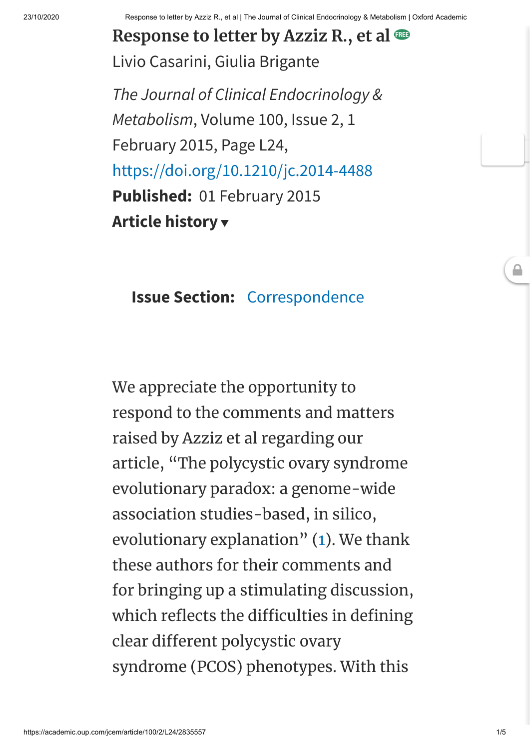# Response to letter by Azziz R., et al

Livio Casarini, Giulia Brigante

*The Journal of Clinical Endocrinology & Metabolism*, Volume 100, Issue 2, 1 February 2015, Page L24, https://doi.org/10.1210/jc.2014-4488

**Published:** 01 February 2015

**Article history**

**Issue Section:** Correspondence

We appreciate the opportunity to respond to the comments and matters raised by Azziz et al regarding our article, "The polycystic ovary syndrome evolutionary paradox: a genome-wide association studies-based, in silico, evolutionary explanation" (1). We thank these authors for their comments and for bringing up a stimulating discussion, which reflects the difficulties in defining clear different polycystic ovary syndrome (PCOS) phenotypes. With this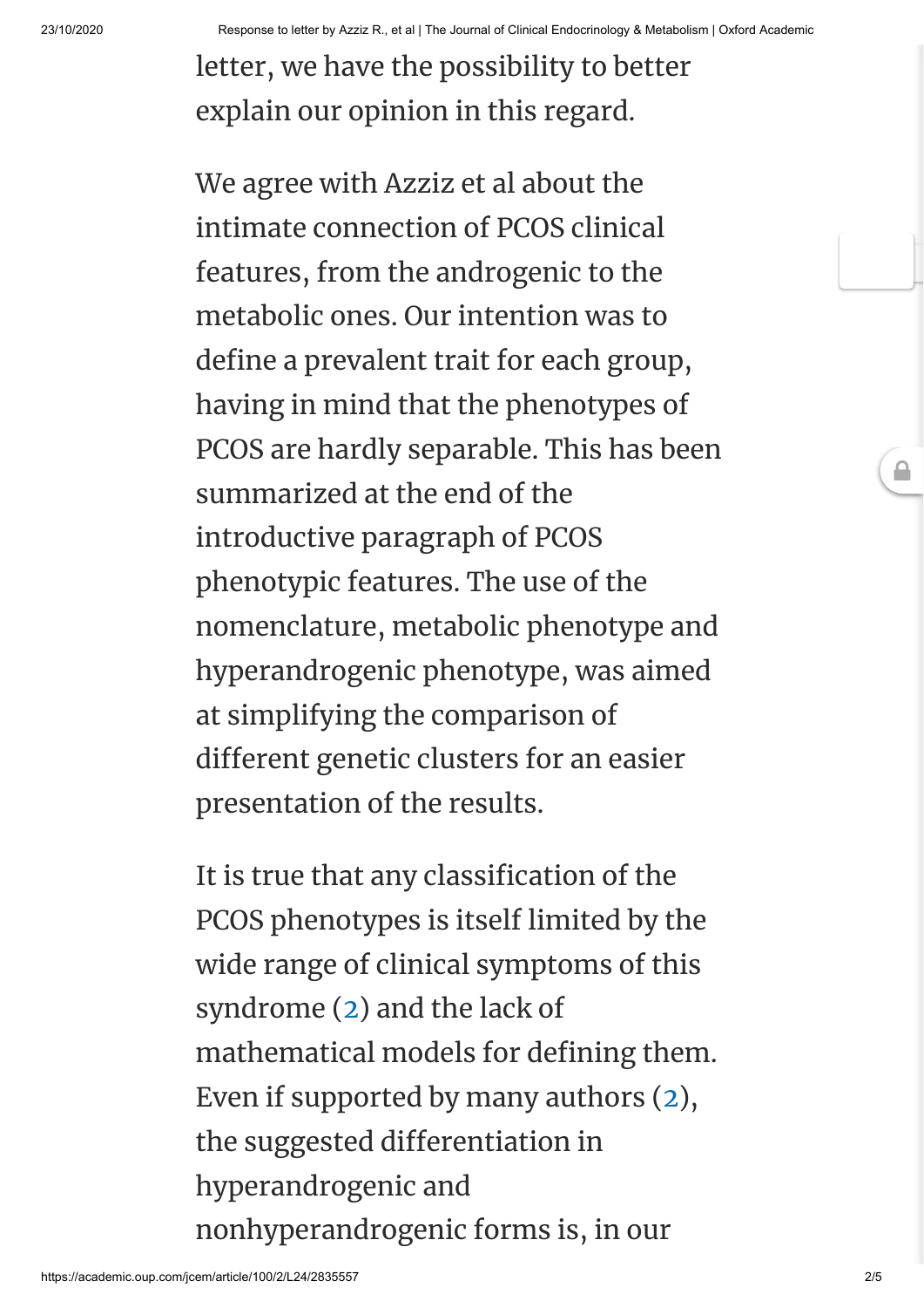letter, we have the possibility to better explain our opinion in this regard.

We agree with Azziz et al about the intimate connection of PCOS clinical features, from the androgenic to the metabolic ones. Our intention was to define a prevalent trait for each group, having in mind that the phenotypes of PCOS are hardly separable. This has been summarized at the end of the introductive paragraph of PCOS phenotypic features. The use of the nomenclature, metabolic phenotype and hyperandrogenic phenotype, was aimed at simplifying the comparison of different genetic clusters for an easier presentation of the results.

It is true that any classification of the PCOS phenotypes is itself limited by the wide range of clinical symptoms of this syndrome (2) and the lack of mathematical models for defining them. Even if supported by many authors (2), the suggested differentiation in hyperandrogenic and nonhyperandrogenic forms is, in our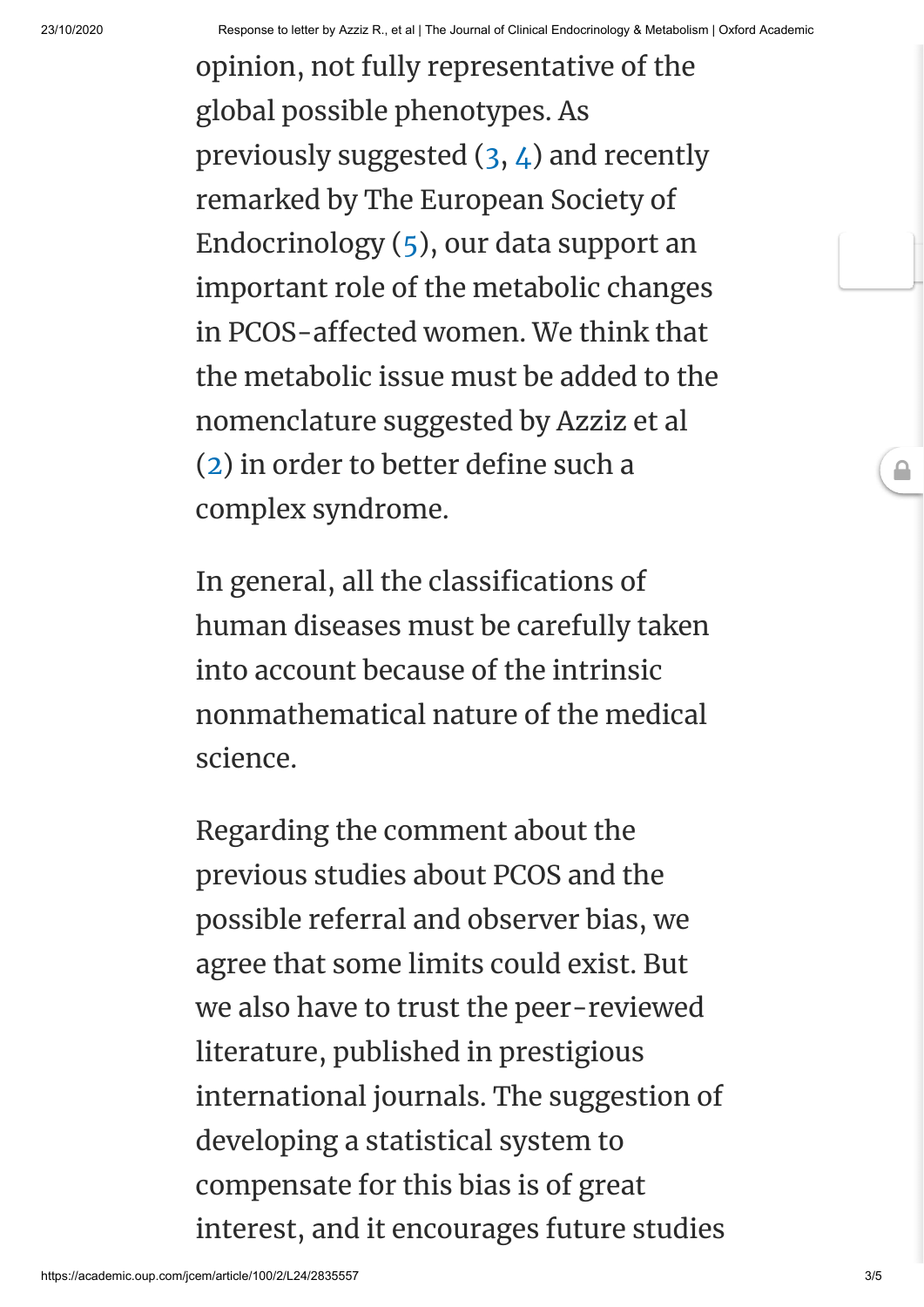opinion, not fully representative of the global possible phenotypes. As previously suggested (3, 4) and recently remarked by The European Society of Endocrinology (5), our data support an important role of the metabolic changes in PCOS-affected women. We think that the metabolic issue must be added to the nomenclature suggested by Azziz et al (2) in order to better define such a complex syndrome.

In general, all the classifications of human diseases must be carefully taken into account because of the intrinsic nonmathematical nature of the medical science.

Regarding the comment about the previous studies about PCOS and the possible referral and observer bias, we agree that some limits could exist. But we also have to trust the peer-reviewed literature, published in prestigious international journals. The suggestion of developing a statistical system to compensate for this bias is of great interest, and it encourages future studies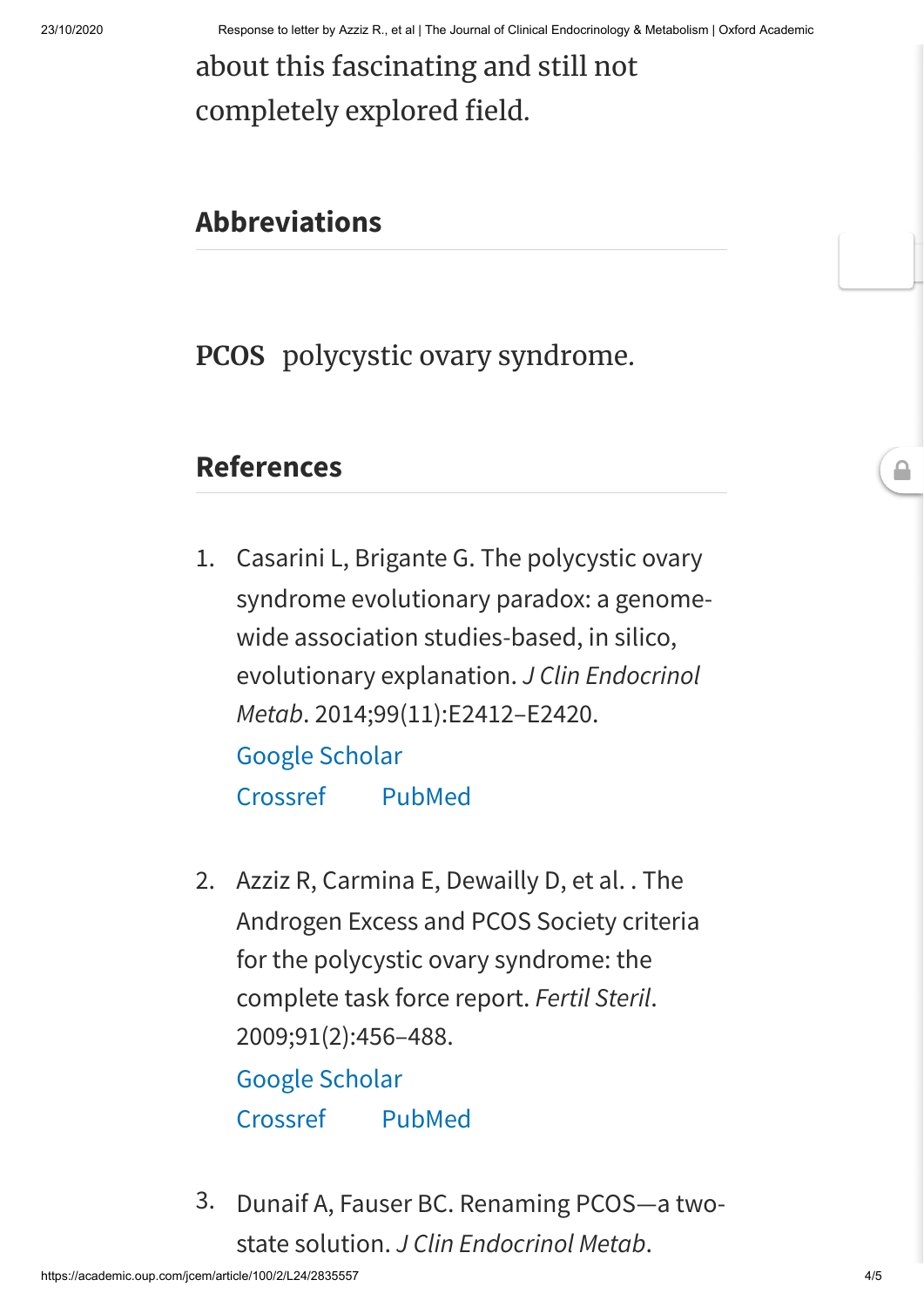about this fascinating and still not completely explored field.

## Abbreviations

**PCOS** polycystic ovary syndrome.

## References

1. Casarini L, Brigante G. The polycystic ovary syndrome evolutionary paradox: a genome-wide association studies-based, in silico, evolutionary explanation. *J Clin Endocrinol Metab*. 2014;99(11):E2412–E2420.
   Google Scholar
   Crossref PubMed

2. Azziz R, Carmina E, Dewailly D, et al. . The Androgen Excess and PCOS Society criteria for the polycystic ovary syndrome: the complete task force report. *Fertil Steril*. 2009;91(2):456–488.
   Google Scholar
   Crossref PubMed

3. Dunaif A, Fauser BC. Renaming PCOS—a two-state solution. *J Clin Endocrinol Metab*.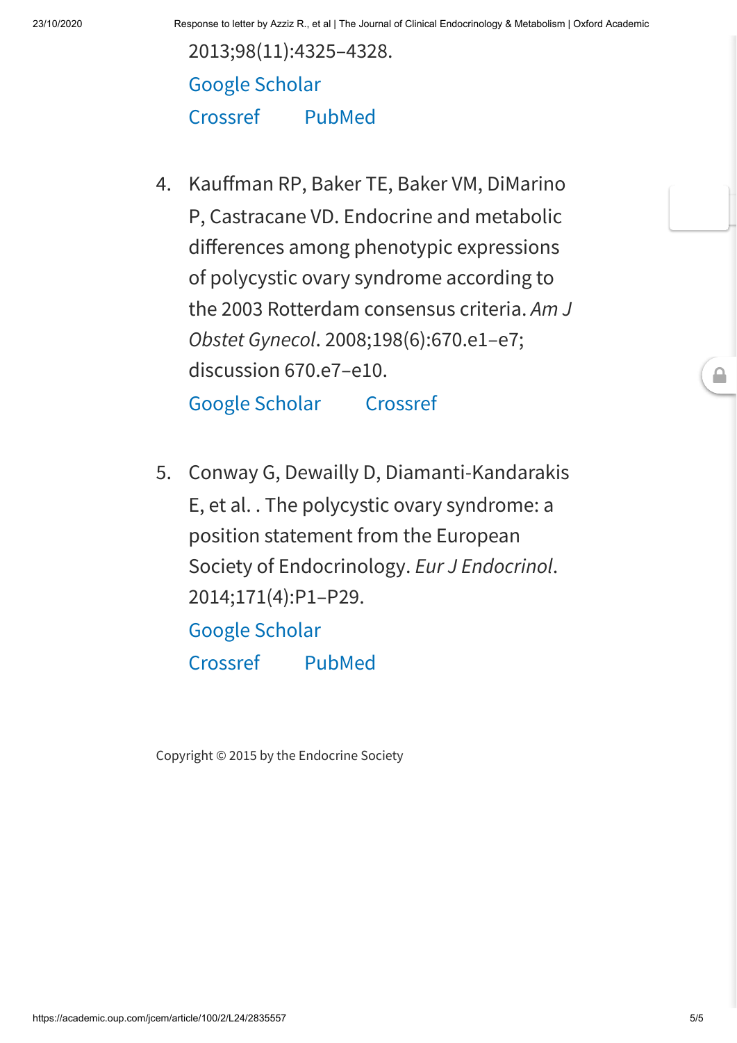2013;98(11):4325–4328.

Google Scholar

Crossref PubMed

4. Kauffman RP, Baker TE, Baker VM, DiMarino P, Castracane VD. Endocrine and metabolic differences among phenotypic expressions of polycystic ovary syndrome according to the 2003 Rotterdam consensus criteria. *Am J Obstet Gynecol*. 2008;198(6):670.e1–e7; discussion 670.e7–e10.

   Google Scholar Crossref

5. Conway G, Dewailly D, Diamanti-Kandarakis E, et al. . The polycystic ovary syndrome: a position statement from the European Society of Endocrinology. *Eur J Endocrinol*. 2014;171(4):P1–P29.

   Google Scholar

   Crossref PubMed

Copyright © 2015 by the Endocrine Society